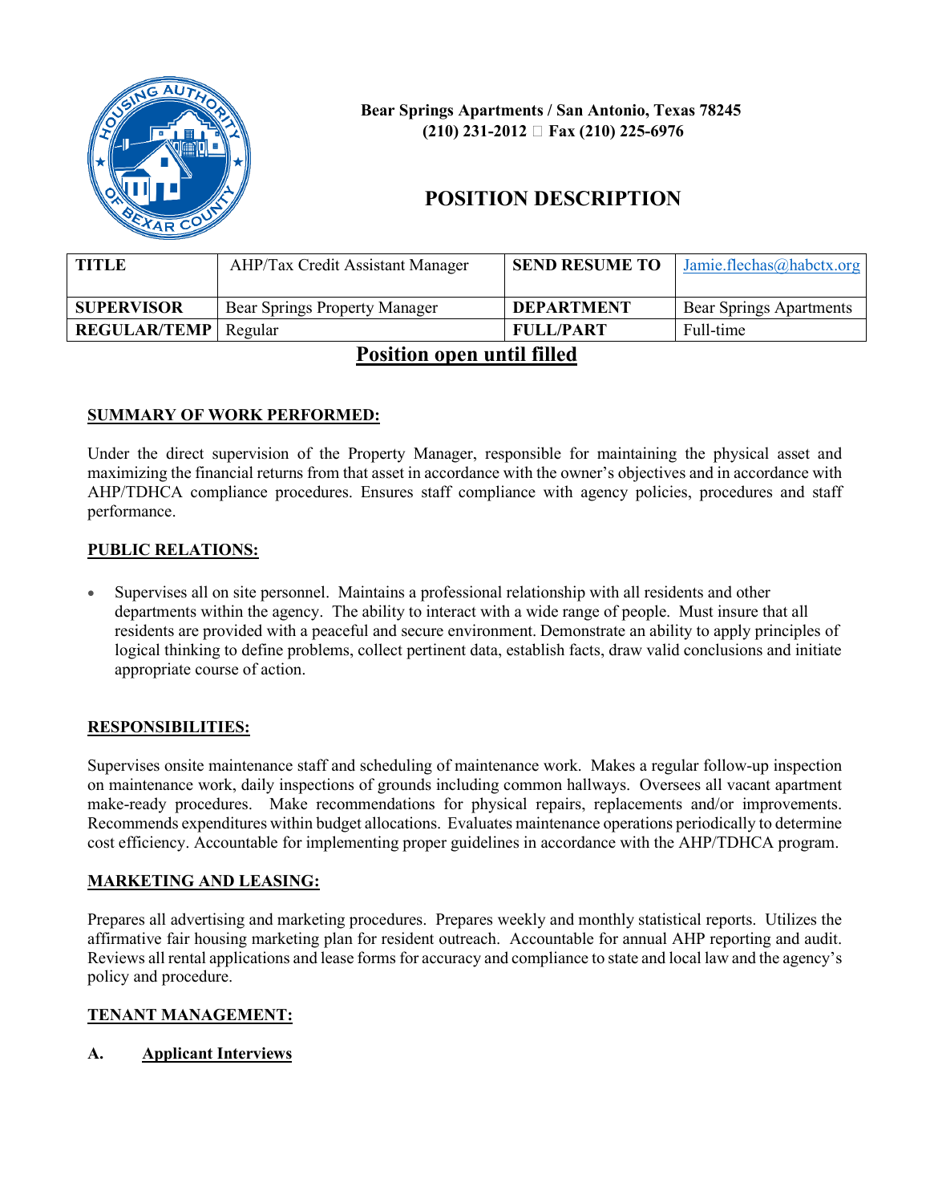**Bear Springs Apartments / San Antonio, Texas 78245**
**(210) 231-2012 Fax (210) 225-6976**

# POSITION DESCRIPTION

| TITLE | AHP/Tax Credit Assistant Manager | SEND RESUME TO | Jamie.flechas@habctx.org |
|---|---|---|---|
| SUPERVISOR | Bear Springs Property Manager | DEPARTMENT | Bear Springs Apartments |
| REGULAR/TEMP | Regular | FULL/PART | Full-time |

## Position open until filled

### SUMMARY OF WORK PERFORMED:

Under the direct supervision of the Property Manager, responsible for maintaining the physical asset and maximizing the financial returns from that asset in accordance with the owner's objectives and in accordance with AHP/TDHCA compliance procedures. Ensures staff compliance with agency policies, procedures and staff performance.

### PUBLIC RELATIONS:

- Supervises all on site personnel. Maintains a professional relationship with all residents and other departments within the agency. The ability to interact with a wide range of people. Must insure that all residents are provided with a peaceful and secure environment. Demonstrate an ability to apply principles of logical thinking to define problems, collect pertinent data, establish facts, draw valid conclusions and initiate appropriate course of action.

### RESPONSIBILITIES:

Supervises onsite maintenance staff and scheduling of maintenance work. Makes a regular follow-up inspection on maintenance work, daily inspections of grounds including common hallways. Oversees all vacant apartment make-ready procedures. Make recommendations for physical repairs, replacements and/or improvements. Recommends expenditures within budget allocations. Evaluates maintenance operations periodically to determine cost efficiency. Accountable for implementing proper guidelines in accordance with the AHP/TDHCA program.

### MARKETING AND LEASING:

Prepares all advertising and marketing procedures. Prepares weekly and monthly statistical reports. Utilizes the affirmative fair housing marketing plan for resident outreach. Accountable for annual AHP reporting and audit. Reviews all rental applications and lease forms for accuracy and compliance to state and local law and the agency's policy and procedure.

### TENANT MANAGEMENT:

**A. Applicant Interviews**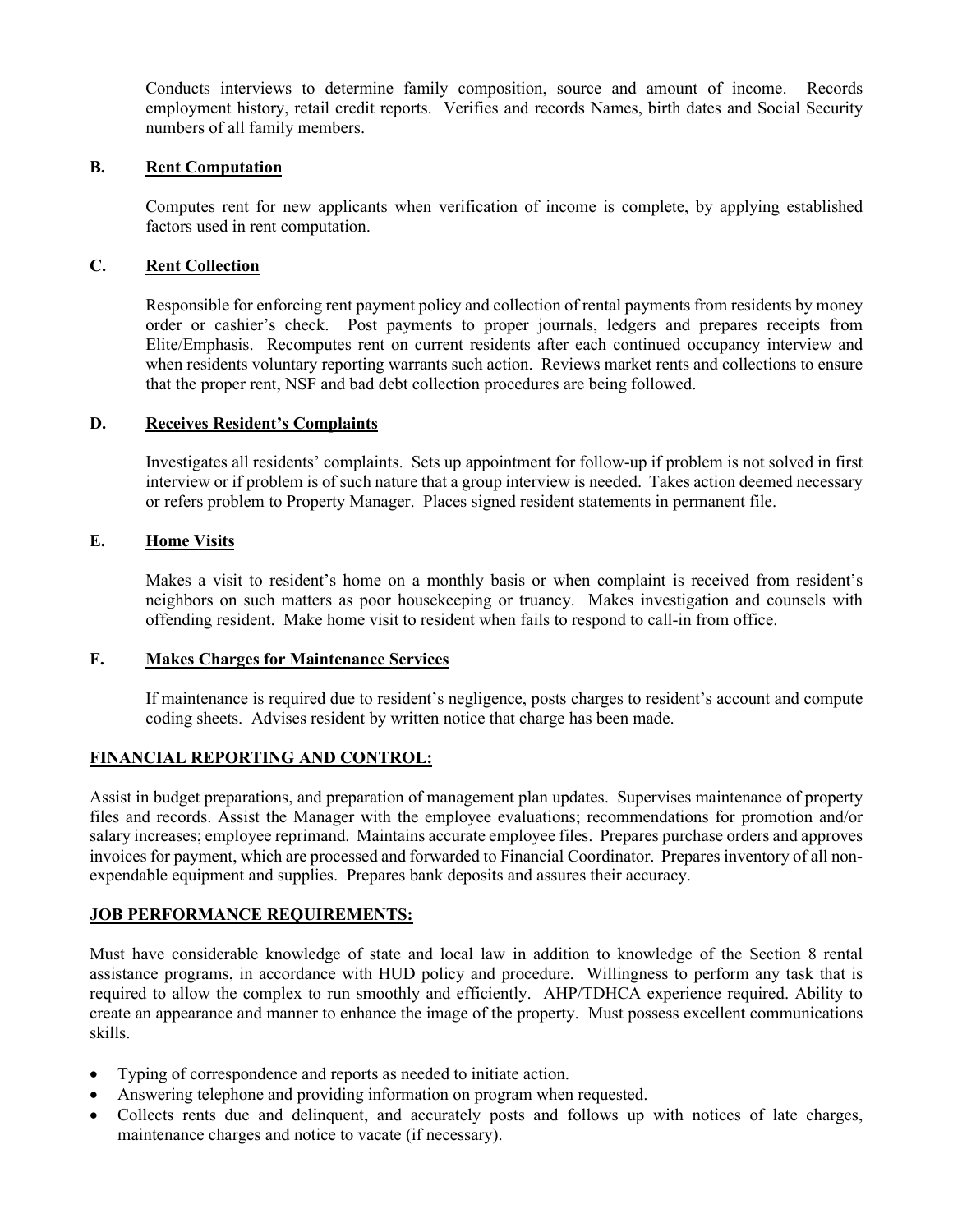Conducts interviews to determine family composition, source and amount of income. Records employment history, retail credit reports. Verifies and records Names, birth dates and Social Security numbers of all family members.

**B. Rent Computation**

Computes rent for new applicants when verification of income is complete, by applying established factors used in rent computation.

**C. Rent Collection**

Responsible for enforcing rent payment policy and collection of rental payments from residents by money order or cashier's check. Post payments to proper journals, ledgers and prepares receipts from Elite/Emphasis. Recomputes rent on current residents after each continued occupancy interview and when residents voluntary reporting warrants such action. Reviews market rents and collections to ensure that the proper rent, NSF and bad debt collection procedures are being followed.

**D. Receives Resident's Complaints**

Investigates all residents' complaints. Sets up appointment for follow-up if problem is not solved in first interview or if problem is of such nature that a group interview is needed. Takes action deemed necessary or refers problem to Property Manager. Places signed resident statements in permanent file.

**E. Home Visits**

Makes a visit to resident's home on a monthly basis or when complaint is received from resident's neighbors on such matters as poor housekeeping or truancy. Makes investigation and counsels with offending resident. Make home visit to resident when fails to respond to call-in from office.

**F. Makes Charges for Maintenance Services**

If maintenance is required due to resident's negligence, posts charges to resident's account and compute coding sheets. Advises resident by written notice that charge has been made.

**FINANCIAL REPORTING AND CONTROL:**

Assist in budget preparations, and preparation of management plan updates. Supervises maintenance of property files and records. Assist the Manager with the employee evaluations; recommendations for promotion and/or salary increases; employee reprimand. Maintains accurate employee files. Prepares purchase orders and approves invoices for payment, which are processed and forwarded to Financial Coordinator. Prepares inventory of all non-expendable equipment and supplies. Prepares bank deposits and assures their accuracy.

**JOB PERFORMANCE REQUIREMENTS:**

Must have considerable knowledge of state and local law in addition to knowledge of the Section 8 rental assistance programs, in accordance with HUD policy and procedure. Willingness to perform any task that is required to allow the complex to run smoothly and efficiently. AHP/TDHCA experience required. Ability to create an appearance and manner to enhance the image of the property. Must possess excellent communications skills.

- Typing of correspondence and reports as needed to initiate action.
- Answering telephone and providing information on program when requested.
- Collects rents due and delinquent, and accurately posts and follows up with notices of late charges, maintenance charges and notice to vacate (if necessary).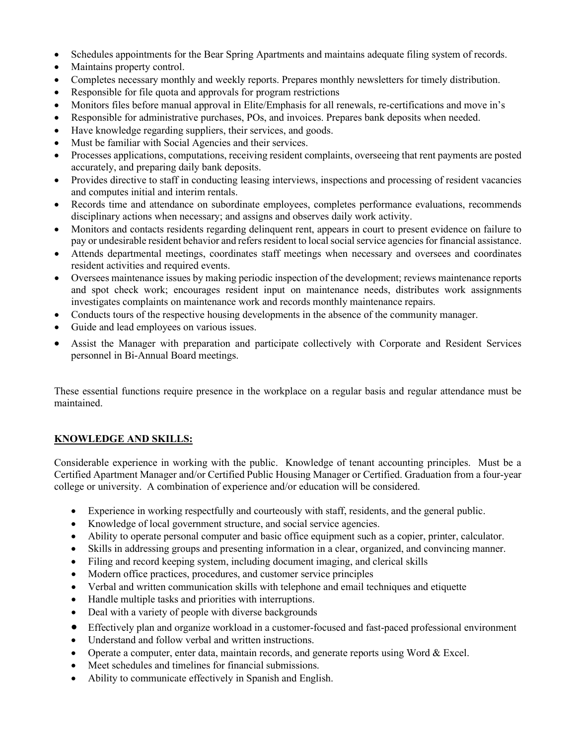- Schedules appointments for the Bear Spring Apartments and maintains adequate filing system of records.
- Maintains property control.
- Completes necessary monthly and weekly reports. Prepares monthly newsletters for timely distribution.
- Responsible for file quota and approvals for program restrictions
- Monitors files before manual approval in Elite/Emphasis for all renewals, re-certifications and move in's
- Responsible for administrative purchases, POs, and invoices. Prepares bank deposits when needed.
- Have knowledge regarding suppliers, their services, and goods.
- Must be familiar with Social Agencies and their services.
- Processes applications, computations, receiving resident complaints, overseeing that rent payments are posted accurately, and preparing daily bank deposits.
- Provides directive to staff in conducting leasing interviews, inspections and processing of resident vacancies and computes initial and interim rentals.
- Records time and attendance on subordinate employees, completes performance evaluations, recommends disciplinary actions when necessary; and assigns and observes daily work activity.
- Monitors and contacts residents regarding delinquent rent, appears in court to present evidence on failure to pay or undesirable resident behavior and refers resident to local social service agencies for financial assistance.
- Attends departmental meetings, coordinates staff meetings when necessary and oversees and coordinates resident activities and required events.
- Oversees maintenance issues by making periodic inspection of the development; reviews maintenance reports and spot check work; encourages resident input on maintenance needs, distributes work assignments investigates complaints on maintenance work and records monthly maintenance repairs.
- Conducts tours of the respective housing developments in the absence of the community manager.
- Guide and lead employees on various issues.
- Assist the Manager with preparation and participate collectively with Corporate and Resident Services personnel in Bi-Annual Board meetings.

These essential functions require presence in the workplace on a regular basis and regular attendance must be maintained.

## KNOWLEDGE AND SKILLS:

Considerable experience in working with the public. Knowledge of tenant accounting principles. Must be a Certified Apartment Manager and/or Certified Public Housing Manager or Certified. Graduation from a four-year college or university. A combination of experience and/or education will be considered.

- Experience in working respectfully and courteously with staff, residents, and the general public.
- Knowledge of local government structure, and social service agencies.
- Ability to operate personal computer and basic office equipment such as a copier, printer, calculator.
- Skills in addressing groups and presenting information in a clear, organized, and convincing manner.
- Filing and record keeping system, including document imaging, and clerical skills
- Modern office practices, procedures, and customer service principles
- Verbal and written communication skills with telephone and email techniques and etiquette
- Handle multiple tasks and priorities with interruptions.
- Deal with a variety of people with diverse backgrounds
- Effectively plan and organize workload in a customer-focused and fast-paced professional environment
- Understand and follow verbal and written instructions.
- Operate a computer, enter data, maintain records, and generate reports using Word & Excel.
- Meet schedules and timelines for financial submissions.
- Ability to communicate effectively in Spanish and English.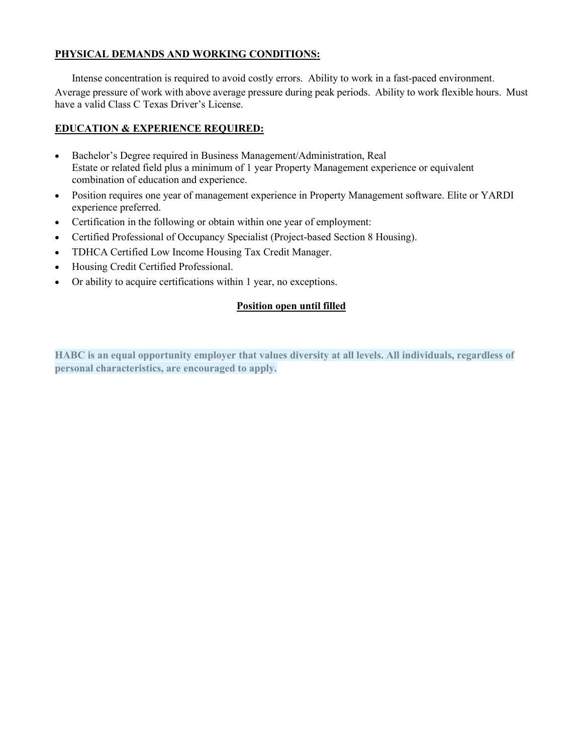## PHYSICAL DEMANDS AND WORKING CONDITIONS:

Intense concentration is required to avoid costly errors. Ability to work in a fast-paced environment. Average pressure of work with above average pressure during peak periods. Ability to work flexible hours. Must have a valid Class C Texas Driver's License.

## EDUCATION & EXPERIENCE REQUIRED:

- Bachelor's Degree required in Business Management/Administration, Real Estate or related field plus a minimum of 1 year Property Management experience or equivalent combination of education and experience.
- Position requires one year of management experience in Property Management software. Elite or YARDI experience preferred.
- Certification in the following or obtain within one year of employment:
- Certified Professional of Occupancy Specialist (Project-based Section 8 Housing).
- TDHCA Certified Low Income Housing Tax Credit Manager.
- Housing Credit Certified Professional.
- Or ability to acquire certifications within 1 year, no exceptions.

**Position open until filled**

**HABC is an equal opportunity employer that values diversity at all levels. All individuals, regardless of personal characteristics, are encouraged to apply.**